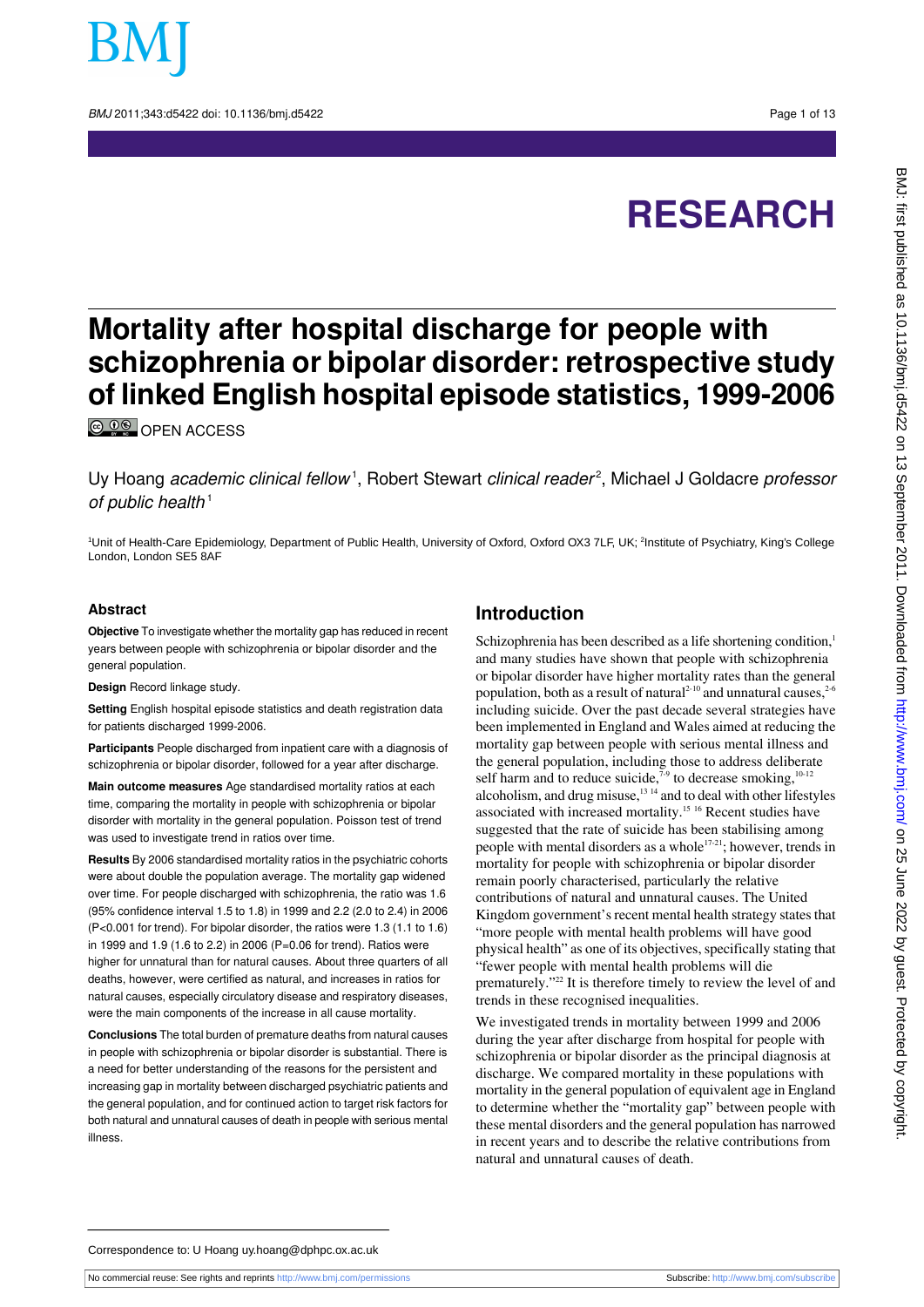# RESEARCH

# Mortality after hospital discharge for people with schizophrenia or bipolar disorder: retrospective study of linked English hospital episode statistics, 1999-2006

OPEN ACCESS

Uy Hoang *academic clinical fellow*[1], Robert Stewart *clinical reader*[2], Michael J Goldacre *professor of public health*[1]

[1]Unit of Health-Care Epidemiology, Department of Public Health, University of Oxford, Oxford OX3 7LF, UK; [2]Institute of Psychiatry, King's College London, London SE5 8AF

## Abstract

**Objective** To investigate whether the mortality gap has reduced in recent years between people with schizophrenia or bipolar disorder and the general population.

**Design** Record linkage study.

**Setting** English hospital episode statistics and death registration data for patients discharged 1999-2006.

**Participants** People discharged from inpatient care with a diagnosis of schizophrenia or bipolar disorder, followed for a year after discharge.

**Main outcome measures** Age standardised mortality ratios at each time, comparing the mortality in people with schizophrenia or bipolar disorder with mortality in the general population. Poisson test of trend was used to investigate trend in ratios over time.

**Results** By 2006 standardised mortality ratios in the psychiatric cohorts were about double the population average. The mortality gap widened over time. For people discharged with schizophrenia, the ratio was 1.6 (95% confidence interval 1.5 to 1.8) in 1999 and 2.2 (2.0 to 2.4) in 2006 (P<0.001 for trend). For bipolar disorder, the ratios were 1.3 (1.1 to 1.6) in 1999 and 1.9 (1.6 to 2.2) in 2006 (P=0.06 for trend). Ratios were higher for unnatural than for natural causes. About three quarters of all deaths, however, were certified as natural, and increases in ratios for natural causes, especially circulatory disease and respiratory diseases, were the main components of the increase in all cause mortality.

**Conclusions** The total burden of premature deaths from natural causes in people with schizophrenia or bipolar disorder is substantial. There is a need for better understanding of the reasons for the persistent and increasing gap in mortality between discharged psychiatric patients and the general population, and for continued action to target risk factors for both natural and unnatural causes of death in people with serious mental illness.

## Introduction

Schizophrenia has been described as a life shortening condition,[1] and many studies have shown that people with schizophrenia or bipolar disorder have higher mortality rates than the general population, both as a result of natural[2-10] and unnatural causes,[2-6] including suicide. Over the past decade several strategies have been implemented in England and Wales aimed at reducing the mortality gap between people with serious mental illness and the general population, including those to address deliberate self harm and to reduce suicide,[7-9] to decrease smoking,[10-12] alcoholism, and drug misuse,[13 14] and to deal with other lifestyles associated with increased mortality.[15 16] Recent studies have suggested that the rate of suicide has been stabilising among people with mental disorders as a whole[17-21]; however, trends in mortality for people with schizophrenia or bipolar disorder remain poorly characterised, particularly the relative contributions of natural and unnatural causes. The United Kingdom government's recent mental health strategy states that "more people with mental health problems will have good physical health" as one of its objectives, specifically stating that "fewer people with mental health problems will die prematurely."[22] It is therefore timely to review the level of and trends in these recognised inequalities.

We investigated trends in mortality between 1999 and 2006 during the year after discharge from hospital for people with schizophrenia or bipolar disorder as the principal diagnosis at discharge. We compared mortality in these populations with mortality in the general population of equivalent age in England to determine whether the "mortality gap" between people with these mental disorders and the general population has narrowed in recent years and to describe the relative contributions from natural and unnatural causes of death.

Correspondence to: U Hoang uy.hoang@dphpc.ox.ac.uk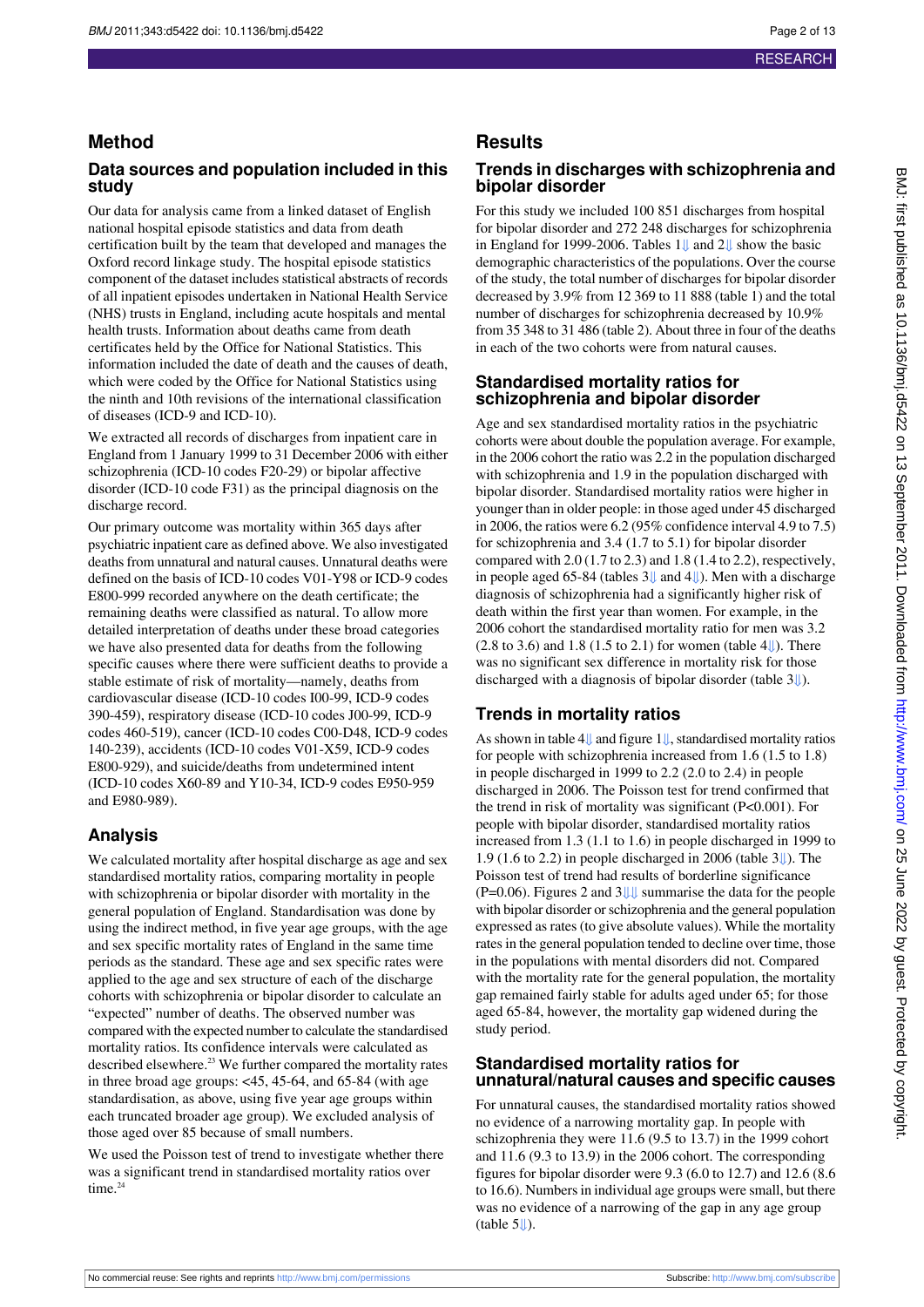## Method

### Data sources and population included in this study

Our data for analysis came from a linked dataset of English national hospital episode statistics and data from death certification built by the team that developed and manages the Oxford record linkage study. The hospital episode statistics component of the dataset includes statistical abstracts of records of all inpatient episodes undertaken in National Health Service (NHS) trusts in England, including acute hospitals and mental health trusts. Information about deaths came from death certificates held by the Office for National Statistics. This information included the date of death and the causes of death, which were coded by the Office for National Statistics using the ninth and 10th revisions of the international classification of diseases (ICD-9 and ICD-10).

We extracted all records of discharges from inpatient care in England from 1 January 1999 to 31 December 2006 with either schizophrenia (ICD-10 codes F20-29) or bipolar affective disorder (ICD-10 code F31) as the principal diagnosis on the discharge record.

Our primary outcome was mortality within 365 days after psychiatric inpatient care as defined above. We also investigated deaths from unnatural and natural causes. Unnatural deaths were defined on the basis of ICD-10 codes V01-Y98 or ICD-9 codes E800-999 recorded anywhere on the death certificate; the remaining deaths were classified as natural. To allow more detailed interpretation of deaths under these broad categories we have also presented data for deaths from the following specific causes where there were sufficient deaths to provide a stable estimate of risk of mortality—namely, deaths from cardiovascular disease (ICD-10 codes I00-99, ICD-9 codes 390-459), respiratory disease (ICD-10 codes J00-99, ICD-9 codes 460-519), cancer (ICD-10 codes C00-D48, ICD-9 codes 140-239), accidents (ICD-10 codes V01-X59, ICD-9 codes E800-929), and suicide/deaths from undetermined intent (ICD-10 codes X60-89 and Y10-34, ICD-9 codes E950-959 and E980-989).

## Analysis

We calculated mortality after hospital discharge as age and sex standardised mortality ratios, comparing mortality in people with schizophrenia or bipolar disorder with mortality in the general population of England. Standardisation was done by using the indirect method, in five year age groups, with the age and sex specific mortality rates of England in the same time periods as the standard. These age and sex specific rates were applied to the age and sex structure of each of the discharge cohorts with schizophrenia or bipolar disorder to calculate an "expected" number of deaths. The observed number was compared with the expected number to calculate the standardised mortality ratios. Its confidence intervals were calculated as described elsewhere.[23] We further compared the mortality rates in three broad age groups: <45, 45-64, and 65-84 (with age standardisation, as above, using five year age groups within each truncated broader age group). We excluded analysis of those aged over 85 because of small numbers.

We used the Poisson test of trend to investigate whether there was a significant trend in standardised mortality ratios over time.[24]

## Results

### Trends in discharges with schizophrenia and bipolar disorder

For this study we included 100 851 discharges from hospital for bipolar disorder and 272 248 discharges for schizophrenia in England for 1999-2006. Tables 1 and 2 show the basic demographic characteristics of the populations. Over the course of the study, the total number of discharges for bipolar disorder decreased by 3.9% from 12 369 to 11 888 (table 1) and the total number of discharges for schizophrenia decreased by 10.9% from 35 348 to 31 486 (table 2). About three in four of the deaths in each of the two cohorts were from natural causes.

### Standardised mortality ratios for schizophrenia and bipolar disorder

Age and sex standardised mortality ratios in the psychiatric cohorts were about double the population average. For example, in the 2006 cohort the ratio was 2.2 in the population discharged with schizophrenia and 1.9 in the population discharged with bipolar disorder. Standardised mortality ratios were higher in younger than in older people: in those aged under 45 discharged in 2006, the ratios were 6.2 (95% confidence interval 4.9 to 7.5) for schizophrenia and 3.4 (1.7 to 5.1) for bipolar disorder compared with 2.0 (1.7 to 2.3) and 1.8 (1.4 to 2.2), respectively, in people aged 65-84 (tables 3 and 4). Men with a discharge diagnosis of schizophrenia had a significantly higher risk of death within the first year than women. For example, in the 2006 cohort the standardised mortality ratio for men was 3.2 (2.8 to 3.6) and 1.8 (1.5 to 2.1) for women (table 4). There was no significant sex difference in mortality risk for those discharged with a diagnosis of bipolar disorder (table 3).

### Trends in mortality ratios

As shown in table 4 and figure 1, standardised mortality ratios for people with schizophrenia increased from 1.6 (1.5 to 1.8) in people discharged in 1999 to 2.2 (2.0 to 2.4) in people discharged in 2006. The Poisson test for trend confirmed that the trend in risk of mortality was significant (P<0.001). For people with bipolar disorder, standardised mortality ratios increased from 1.3 (1.1 to 1.6) in people discharged in 1999 to 1.9 (1.6 to 2.2) in people discharged in 2006 (table 3). The Poisson test of trend had results of borderline significance (P=0.06). Figures 2 and 3 summarise the data for the people with bipolar disorder or schizophrenia and the general population expressed as rates (to give absolute values). While the mortality rates in the general population tended to decline over time, those in the populations with mental disorders did not. Compared with the mortality rate for the general population, the mortality gap remained fairly stable for adults aged under 65; for those aged 65-84, however, the mortality gap widened during the study period.

### Standardised mortality ratios for unnatural/natural causes and specific causes

For unnatural causes, the standardised mortality ratios showed no evidence of a narrowing mortality gap. In people with schizophrenia they were 11.6 (9.5 to 13.7) in the 1999 cohort and 11.6 (9.3 to 13.9) in the 2006 cohort. The corresponding figures for bipolar disorder were 9.3 (6.0 to 12.7) and 12.6 (8.6 to 16.6). Numbers in individual age groups were small, but there was no evidence of a narrowing of the gap in any age group (table 5).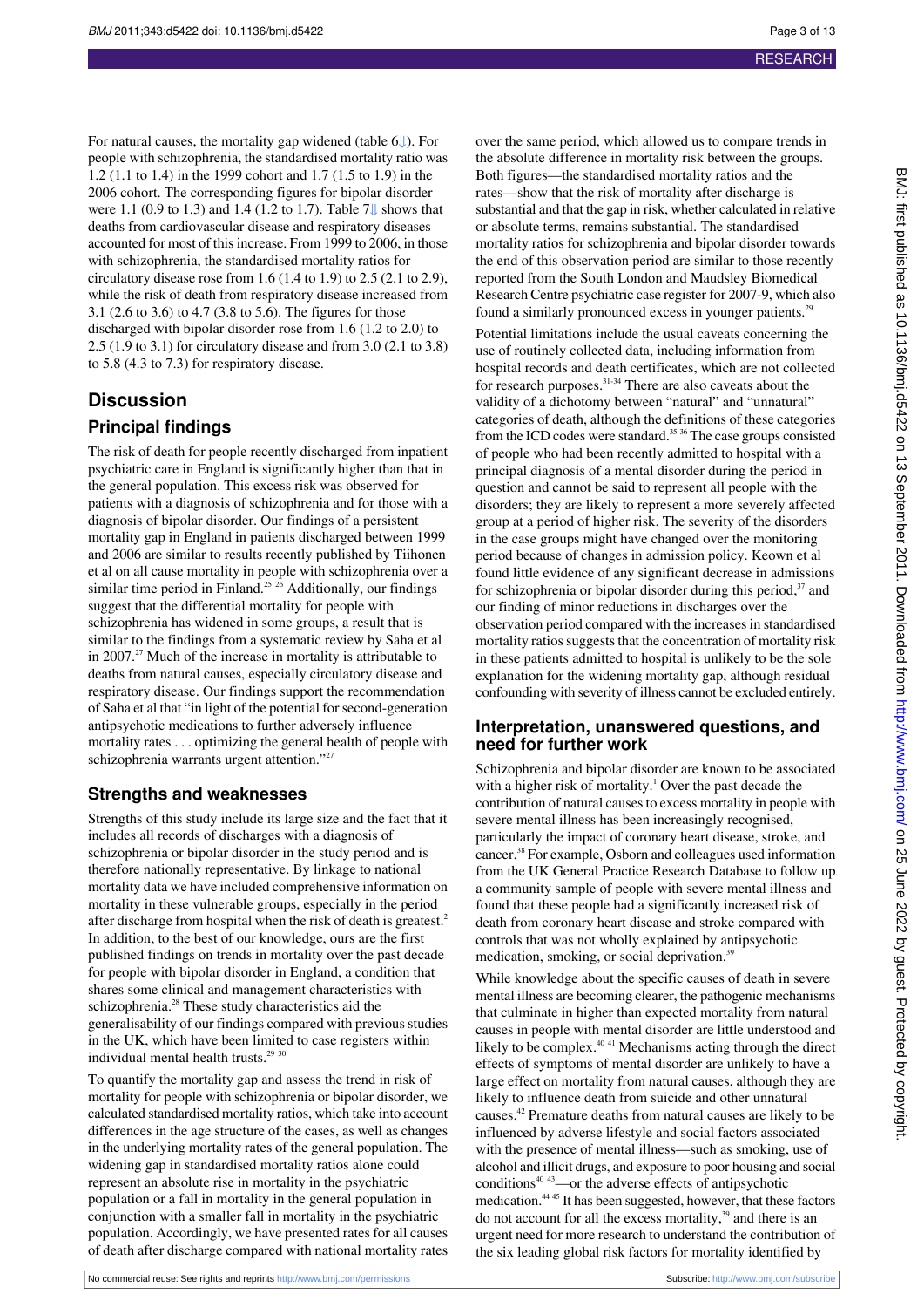For natural causes, the mortality gap widened (table 6⇓). For people with schizophrenia, the standardised mortality ratio was 1.2 (1.1 to 1.4) in the 1999 cohort and 1.7 (1.5 to 1.9) in the 2006 cohort. The corresponding figures for bipolar disorder were 1.1 (0.9 to 1.3) and 1.4 (1.2 to 1.7). Table 7⇓ shows that deaths from cardiovascular disease and respiratory diseases accounted for most of this increase. From 1999 to 2006, in those with schizophrenia, the standardised mortality ratios for circulatory disease rose from 1.6 (1.4 to 1.9) to 2.5 (2.1 to 2.9), while the risk of death from respiratory disease increased from 3.1 (2.6 to 3.6) to 4.7 (3.8 to 5.6). The figures for those discharged with bipolar disorder rose from 1.6 (1.2 to 2.0) to 2.5 (1.9 to 3.1) for circulatory disease and from 3.0 (2.1 to 3.8) to 5.8 (4.3 to 7.3) for respiratory disease.

# Discussion

## Principal findings

The risk of death for people recently discharged from inpatient psychiatric care in England is significantly higher than that in the general population. This excess risk was observed for patients with a diagnosis of schizophrenia and for those with a diagnosis of bipolar disorder. Our findings of a persistent mortality gap in England in patients discharged between 1999 and 2006 are similar to results recently published by Tiihonen et al on all cause mortality in people with schizophrenia over a similar time period in Finland.[25 26] Additionally, our findings suggest that the differential mortality for people with schizophrenia has widened in some groups, a result that is similar to the findings from a systematic review by Saha et al in 2007.[27] Much of the increase in mortality is attributable to deaths from natural causes, especially circulatory disease and respiratory disease. Our findings support the recommendation of Saha et al that "in light of the potential for second-generation antipsychotic medications to further adversely influence mortality rates . . . optimizing the general health of people with schizophrenia warrants urgent attention."[27]

## Strengths and weaknesses

Strengths of this study include its large size and the fact that it includes all records of discharges with a diagnosis of schizophrenia or bipolar disorder in the study period and is therefore nationally representative. By linkage to national mortality data we have included comprehensive information on mortality in these vulnerable groups, especially in the period after discharge from hospital when the risk of death is greatest.[2] In addition, to the best of our knowledge, ours are the first published findings on trends in mortality over the past decade for people with bipolar disorder in England, a condition that shares some clinical and management characteristics with schizophrenia.[28] These study characteristics aid the generalisability of our findings compared with previous studies in the UK, which have been limited to case registers within individual mental health trusts.[29 30]

To quantify the mortality gap and assess the trend in risk of mortality for people with schizophrenia or bipolar disorder, we calculated standardised mortality ratios, which take into account differences in the age structure of the cases, as well as changes in the underlying mortality rates of the general population. The widening gap in standardised mortality ratios alone could represent an absolute rise in mortality in the psychiatric population or a fall in mortality in the general population in conjunction with a smaller fall in mortality in the psychiatric population. Accordingly, we have presented rates for all causes of death after discharge compared with national mortality rates over the same period, which allowed us to compare trends in the absolute difference in mortality risk between the groups. Both figures—the standardised mortality ratios and the rates—show that the risk of mortality after discharge is substantial and that the gap in risk, whether calculated in relative or absolute terms, remains substantial. The standardised mortality ratios for schizophrenia and bipolar disorder towards the end of this observation period are similar to those recently reported from the South London and Maudsley Biomedical Research Centre psychiatric case register for 2007-9, which also found a similarly pronounced excess in younger patients.[29]

Potential limitations include the usual caveats concerning the use of routinely collected data, including information from hospital records and death certificates, which are not collected for research purposes.[31-34] There are also caveats about the validity of a dichotomy between "natural" and "unnatural" categories of death, although the definitions of these categories from the ICD codes were standard.[35 36] The case groups consisted of people who had been recently admitted to hospital with a principal diagnosis of a mental disorder during the period in question and cannot be said to represent all people with the disorders; they are likely to represent a more severely affected group at a period of higher risk. The severity of the disorders in the case groups might have changed over the monitoring period because of changes in admission policy. Keown et al found little evidence of any significant decrease in admissions for schizophrenia or bipolar disorder during this period,[37] and our finding of minor reductions in discharges over the observation period compared with the increases in standardised mortality ratios suggests that the concentration of mortality risk in these patients admitted to hospital is unlikely to be the sole explanation for the widening mortality gap, although residual confounding with severity of illness cannot be excluded entirely.

## Interpretation, unanswered questions, and need for further work

Schizophrenia and bipolar disorder are known to be associated with a higher risk of mortality.[1] Over the past decade the contribution of natural causes to excess mortality in people with severe mental illness has been increasingly recognised, particularly the impact of coronary heart disease, stroke, and cancer.[38] For example, Osborn and colleagues used information from the UK General Practice Research Database to follow up a community sample of people with severe mental illness and found that these people had a significantly increased risk of death from coronary heart disease and stroke compared with controls that was not wholly explained by antipsychotic medication, smoking, or social deprivation.[39]

While knowledge about the specific causes of death in severe mental illness are becoming clearer, the pathogenic mechanisms that culminate in higher than expected mortality from natural causes in people with mental disorder are little understood and likely to be complex.[40 41] Mechanisms acting through the direct effects of symptoms of mental disorder are unlikely to have a large effect on mortality from natural causes, although they are likely to influence death from suicide and other unnatural causes.[42] Premature deaths from natural causes are likely to be influenced by adverse lifestyle and social factors associated with the presence of mental illness—such as smoking, use of alcohol and illicit drugs, and exposure to poor housing and social conditions[40 43]—or the adverse effects of antipsychotic medication.[44 45] It has been suggested, however, that these factors do not account for all the excess mortality,[39] and there is an urgent need for more research to understand the contribution of the six leading global risk factors for mortality identified by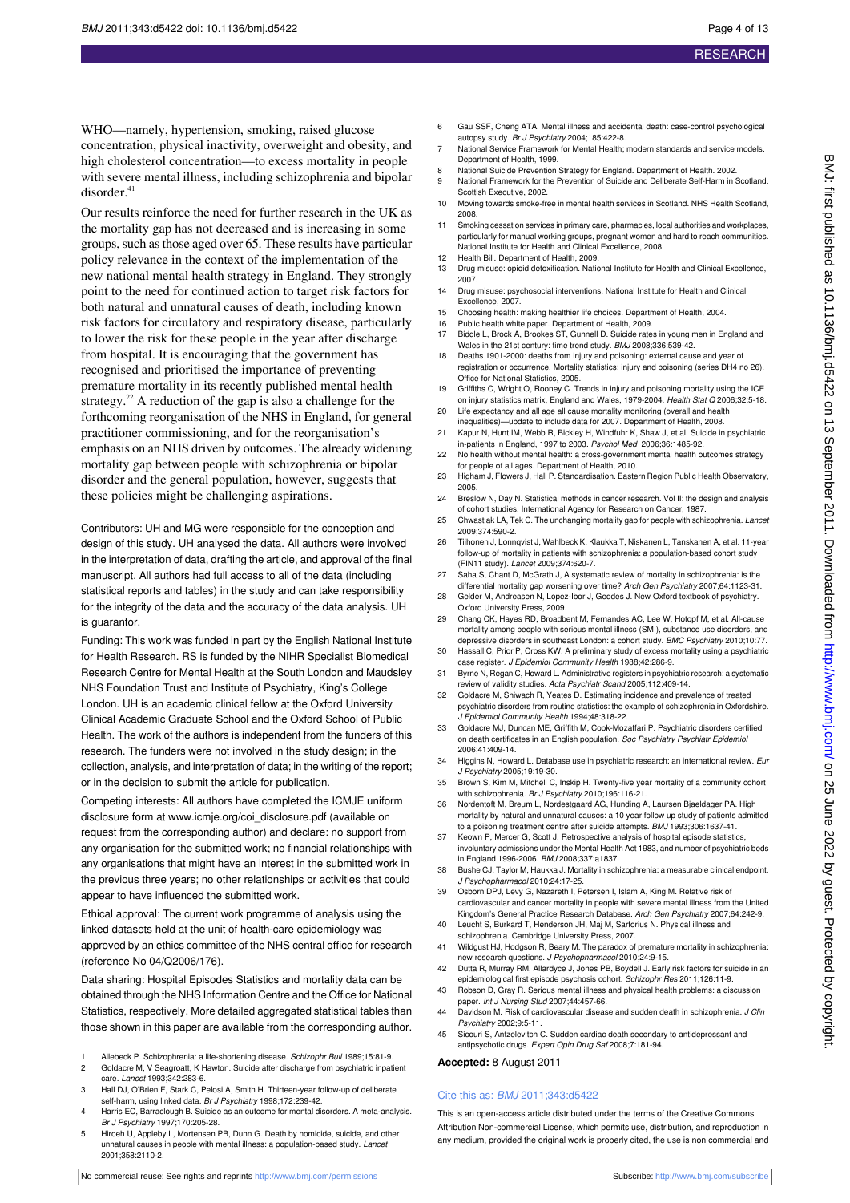WHO—namely, hypertension, smoking, raised glucose concentration, physical inactivity, overweight and obesity, and high cholesterol concentration—to excess mortality in people with severe mental illness, including schizophrenia and bipolar disorder.[41]

Our results reinforce the need for further research in the UK as the mortality gap has not decreased and is increasing in some groups, such as those aged over 65. These results have particular policy relevance in the context of the implementation of the new national mental health strategy in England. They strongly point to the need for continued action to target risk factors for both natural and unnatural causes of death, including known risk factors for circulatory and respiratory disease, particularly to lower the risk for these people in the year after discharge from hospital. It is encouraging that the government has recognised and prioritised the importance of preventing premature mortality in its recently published mental health strategy.[22] A reduction of the gap is also a challenge for the forthcoming reorganisation of the NHS in England, for general practitioner commissioning, and for the reorganisation's emphasis on an NHS driven by outcomes. The already widening mortality gap between people with schizophrenia or bipolar disorder and the general population, however, suggests that these policies might be challenging aspirations.

Contributors: UH and MG were responsible for the conception and design of this study. UH analysed the data. All authors were involved in the interpretation of data, drafting the article, and approval of the final manuscript. All authors had full access to all of the data (including statistical reports and tables) in the study and can take responsibility for the integrity of the data and the accuracy of the data analysis. UH is guarantor.

Funding: This work was funded in part by the English National Institute for Health Research. RS is funded by the NIHR Specialist Biomedical Research Centre for Mental Health at the South London and Maudsley NHS Foundation Trust and Institute of Psychiatry, King's College London. UH is an academic clinical fellow at the Oxford University Clinical Academic Graduate School and the Oxford School of Public Health. The work of the authors is independent from the funders of this research. The funders were not involved in the study design; in the collection, analysis, and interpretation of data; in the writing of the report; or in the decision to submit the article for publication.

Competing interests: All authors have completed the ICMJE uniform disclosure form at www.icmje.org/coi_disclosure.pdf (available on request from the corresponding author) and declare: no support from any organisation for the submitted work; no financial relationships with any organisations that might have an interest in the submitted work in the previous three years; no other relationships or activities that could appear to have influenced the submitted work.

Ethical approval: The current work programme of analysis using the linked datasets held at the unit of health-care epidemiology was approved by an ethics committee of the NHS central office for research (reference No 04/Q2006/176).

Data sharing: Hospital Episodes Statistics and mortality data can be obtained through the NHS Information Centre and the Office for National Statistics, respectively. More detailed aggregated statistical tables than those shown in this paper are available from the corresponding author.

1. Allebeck P. Schizophrenia: a life-shortening disease. *Schizophr Bull* 1989;15:81-9.
2. Goldacre M, V Seagroatt, K Hawton. Suicide after discharge from psychiatric inpatient care. *Lancet* 1993;342:283-6.
3. Hall DJ, O'Brien F, Stark C, Pelosi A, Smith H. Thirteen-year follow-up of deliberate self-harm, using linked data. *Br J Psychiatry* 1998;172:239-42.
4. Harris EC, Barraclough B. Suicide as an outcome for mental disorders. A meta-analysis. *Br J Psychiatry* 1997;170:205-28.
5. Hiroeh U, Appleby L, Mortensen PB, Dunn G. Death by homicide, suicide, and other unnatural causes in people with mental illness: a population-based study. *Lancet* 2001;358:2110-2.
6. Gau SSF, Cheng ATA. Mental illness and accidental death: case-control psychological autopsy study. *Br J Psychiatry* 2004;185:422-8.
7. National Service Framework for Mental Health; modern standards and service models. Department of Health, 1999.
8. National Suicide Prevention Strategy for England. Department of Health. 2002.
9. National Framework for the Prevention of Suicide and Deliberate Self-Harm in Scotland. Scottish Executive, 2002.
10. Moving towards smoke-free in mental health services in Scotland. NHS Health Scotland, 2008.
11. Smoking cessation services in primary care, pharmacies, local authorities and workplaces, particularly for manual working groups, pregnant women and hard to reach communities. National Institute for Health and Clinical Excellence, 2008.
12. Health Bill. Department of Health, 2009.
13. Drug misuse: opioid detoxification. National Institute for Health and Clinical Excellence, 2007.
14. Drug misuse: psychosocial interventions. National Institute for Health and Clinical Excellence, 2007.
15. Choosing health: making healthier life choices. Department of Health, 2004.
16. Public health white paper. Department of Health, 2009.
17. Biddle L, Brock A, Brookes ST, Gunnell D. Suicide rates in young men in England and Wales in the 21st century: time trend study. *BMJ* 2008;336:539-42.
18. Deaths 1901-2000: deaths from injury and poisoning: external cause and year of registration or occurrence. Mortality statistics: injury and poisoning (series DH4 no 26). Office for National Statistics, 2005.
19. Griffiths C, Wright O, Rooney C. Trends in injury and poisoning mortality using the ICE on injury statistics matrix, England and Wales, 1979-2004. *Health Stat Q* 2006;32:5-18.
20. Life expectancy and all age all cause mortality monitoring (overall and health inequalities)—update to include data for 2007. Department of Health, 2008.
21. Kapur N, Hunt IM, Webb R, Bickley H, Windfuhr K, Shaw J, et al. Suicide in psychiatric in-patients in England, 1997 to 2003. *Psychol Med* 2006;36:1485-92.
22. No health without mental health: a cross-government mental health outcomes strategy for people of all ages. Department of Health, 2010.
23. Higham J, Flowers J, Hall P. Standardisation. Eastern Region Public Health Observatory, 2005.
24. Breslow N, Day N. Statistical methods in cancer research. Vol II: the design and analysis of cohort studies. International Agency for Research on Cancer, 1987.
25. Chwastiak LA, Tek C. The unchanging mortality gap for people with schizophrenia. *Lancet* 2009;374:590-2.
26. Tiihonen J, Lonnqvist J, Wahlbeck K, Klaukka T, Niskanen L, Tanskanen A, et al. 11-year follow-up of mortality in patients with schizophrenia: a population-based cohort study (FIN11 study). *Lancet* 2009;374:620-7.
27. Saha S, Chant D, McGrath J. A systematic review of mortality in schizophrenia: is the differential mortality gap worsening over time? *Arch Gen Psychiatry* 2007;64:1123-31.
28. Gelder M, Andreasen N, Lopez-Ibor J, Geddes J. New Oxford textbook of psychiatry. Oxford University Press, 2009.
29. Chang CK, Hayes RD, Broadbent M, Fernandes AC, Lee W, Hotopf M, et al. All-cause mortality among people with serious mental illness (SMI), substance use disorders, and depressive disorders in southeast London: a cohort study. *BMC Psychiatry* 2010;10:77.
30. Hassall C, Prior P, Cross KW. A preliminary study of excess mortality using a psychiatric case register. *J Epidemiol Community Health* 1988;42:286-9.
31. Byrne N, Regan C, Howard L. Administrative registers in psychiatric research: a systematic review of validity studies. *Acta Psychiatr Scand* 2005;112:409-14.
32. Goldacre M, Shiwach R, Yeates D. Estimating incidence and prevalence of treated psychiatric disorders from routine statistics: the example of schizophrenia in Oxfordshire. *J Epidemiol Community Health* 1994;48:318-22.
33. Goldacre MJ, Duncan ME, Griffith M, Cook-Mozaffari P. Psychiatric disorders certified on death certificates in an English population. *Soc Psychiatry Psychiatr Epidemiol* 2006;41:409-14.
34. Higgins N, Howard L. Database use in psychiatric research: an international review. *Eur J Psychiatry* 2005;19:19-30.
35. Brown S, Kim M, Mitchell C, Inskip H. Twenty-five year mortality of a community cohort with schizophrenia. *Br J Psychiatry* 2010;196:116-21.
36. Nordentoft M, Breum L, Nordestgaard AG, Hunding A, Laursen Bjaeldager PA. High mortality by natural and unnatural causes: a 10 year follow up study of patients admitted to a poisoning treatment centre after suicide attempts. *BMJ* 1993;306:1637-41.
37. Keown P, Mercer G, Scott J. Retrospective analysis of hospital episode statistics, involuntary admissions under the Mental Health Act 1983, and number of psychiatric beds in England 1996-2006. *BMJ* 2008;337:a1837.
38. Bushe CJ, Taylor M, Haukka J. Mortality in schizophrenia: a measurable clinical endpoint. *J Psychopharmacol* 2010;24:17-25.
39. Osborn DPJ, Levy G, Nazareth I, Petersen I, Islam A, King M. Relative risk of cardiovascular and cancer mortality in people with severe mental illness from the United Kingdom's General Practice Research Database. *Arch Gen Psychiatry* 2007;64:242-9.
40. Leucht S, Burkard T, Henderson JH, Maj M, Sartorius N. Physical illness and schizophrenia. Cambridge University Press, 2007.
41. Wildgust HJ, Hodgson R, Beary M. The paradox of premature mortality in schizophrenia: new research questions. *J Psychopharmacol* 2010;24:9-15.
42. Dutta R, Murray RM, Allardyce J, Jones PB, Boydell J. Early risk factors for suicide in an epidemiological first episode psychosis cohort. *Schizophr Res* 2011;126:11-9.
43. Robson D, Gray R. Serious mental illness and physical health problems: a discussion paper. *Int J Nursing Stud* 2007;44:457-66.
44. Davidson M. Risk of cardiovascular disease and sudden death in schizophrenia. *J Clin Psychiatry* 2002;9:5-11.
45. Sicouri S, Antzelevitch C. Sudden cardiac death secondary to antidepressant and antipsychotic drugs. *Expert Opin Drug Saf* 2008;7:181-94.

**Accepted:** 8 August 2011

Cite this as: *BMJ* 2011;343:d5422

This is an open-access article distributed under the terms of the Creative Commons Attribution Non-commercial License, which permits use, distribution, and reproduction in any medium, provided the original work is properly cited, the use is non commercial and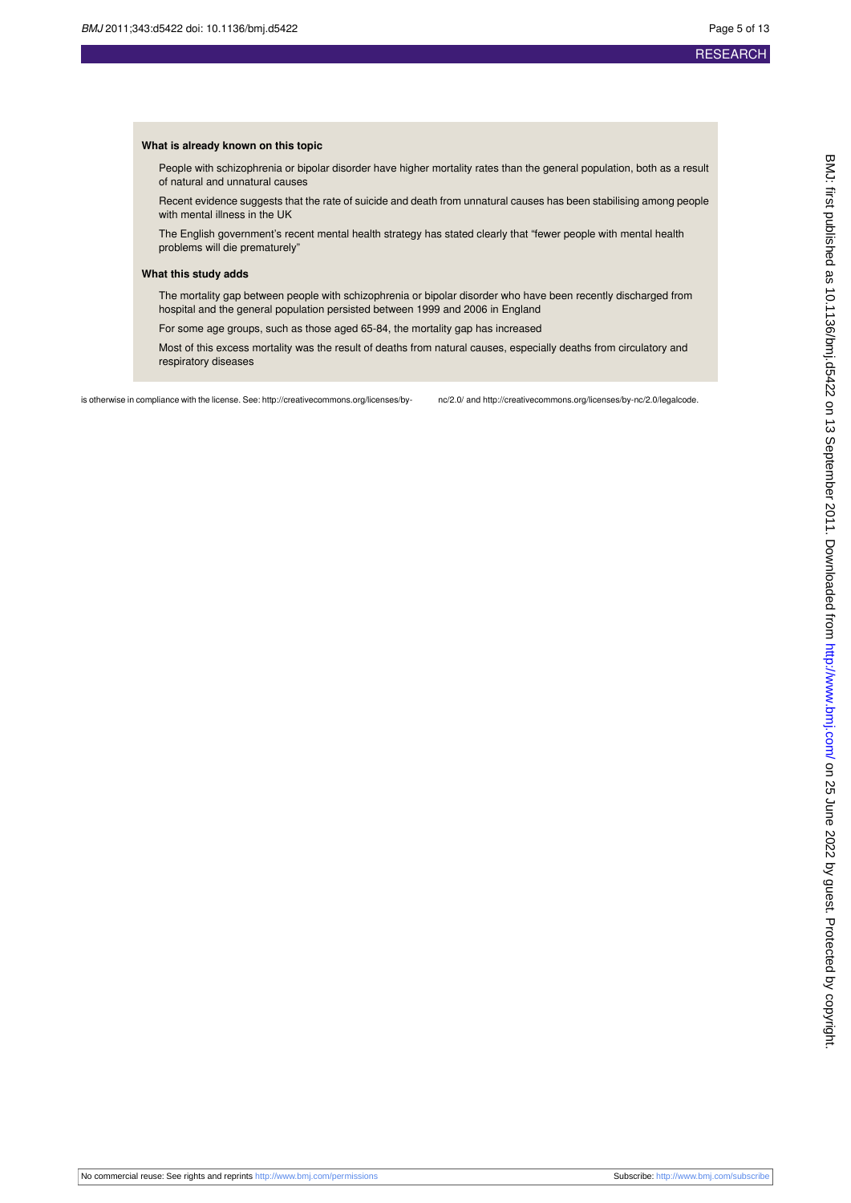### What is already known on this topic

- People with schizophrenia or bipolar disorder have higher mortality rates than the general population, both as a result of natural and unnatural causes
- Recent evidence suggests that the rate of suicide and death from unnatural causes has been stabilising among people with mental illness in the UK
- The English government's recent mental health strategy has stated clearly that "fewer people with mental health problems will die prematurely"

### What this study adds

- The mortality gap between people with schizophrenia or bipolar disorder who have been recently discharged from hospital and the general population persisted between 1999 and 2006 in England
- For some age groups, such as those aged 65-84, the mortality gap has increased
- Most of this excess mortality was the result of deaths from natural causes, especially deaths from circulatory and respiratory diseases

is otherwise in compliance with the license. See: http://creativecommons.org/licenses/by-nc/2.0/ and http://creativecommons.org/licenses/by-nc/2.0/legalcode.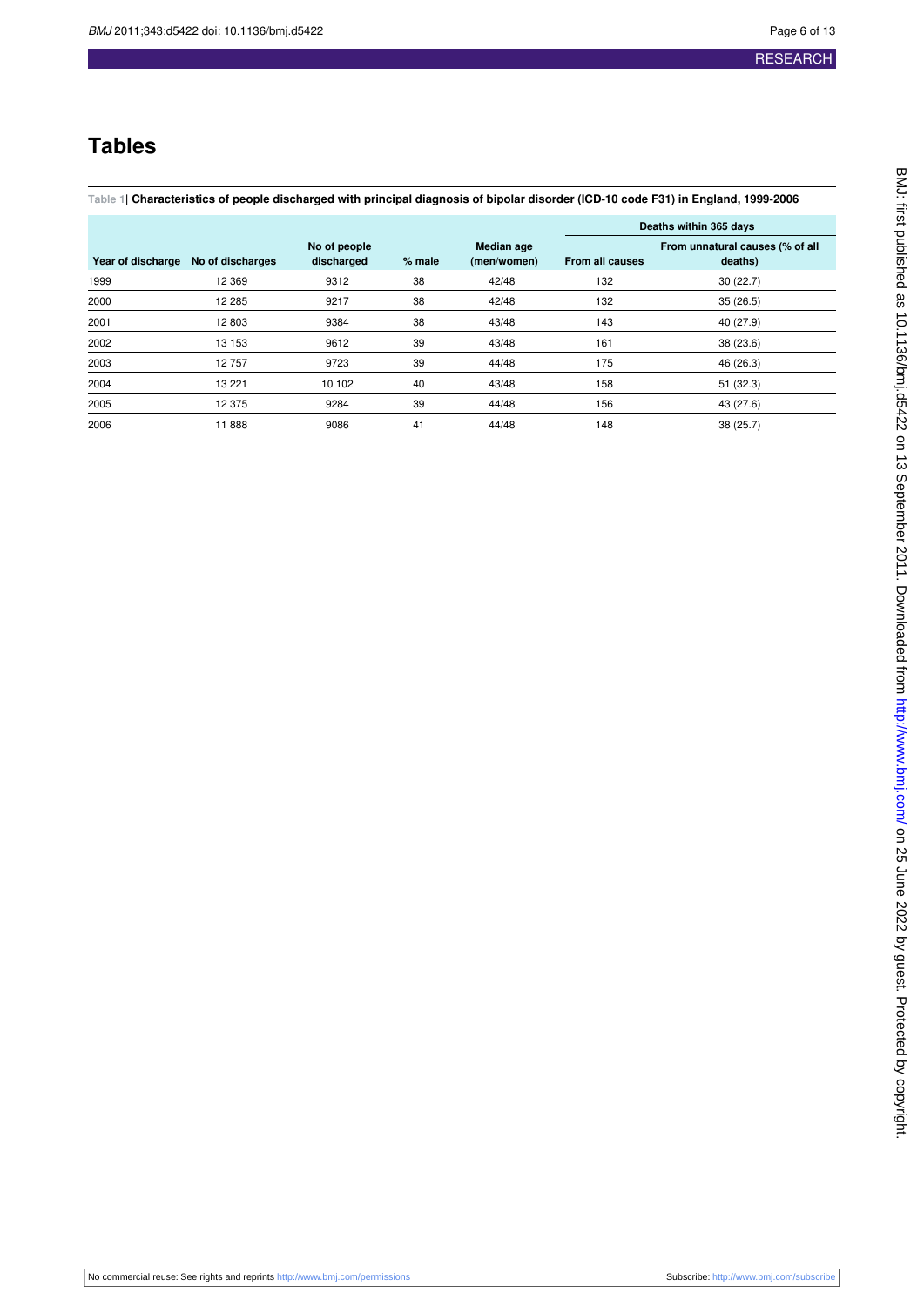# Tables

**Table 1| Characteristics of people discharged with principal diagnosis of bipolar disorder (ICD-10 code F31) in England, 1999-2006**

| | | | | | Deaths within 365 days | |
|---|---|---|---|---|---|---|
| Year of discharge | No of discharges | No of people discharged | % male | Median age (men/women) | From all causes | From unnatural causes (% of all deaths) |
| 1999 | 12 369 | 9312 | 38 | 42/48 | 132 | 30 (22.7) |
| 2000 | 12 285 | 9217 | 38 | 42/48 | 132 | 35 (26.5) |
| 2001 | 12 803 | 9384 | 38 | 43/48 | 143 | 40 (27.9) |
| 2002 | 13 153 | 9612 | 39 | 43/48 | 161 | 38 (23.6) |
| 2003 | 12 757 | 9723 | 39 | 44/48 | 175 | 46 (26.3) |
| 2004 | 13 221 | 10 102 | 40 | 43/48 | 158 | 51 (32.3) |
| 2005 | 12 375 | 9284 | 39 | 44/48 | 156 | 43 (27.6) |
| 2006 | 11 888 | 9086 | 41 | 44/48 | 148 | 38 (25.7) |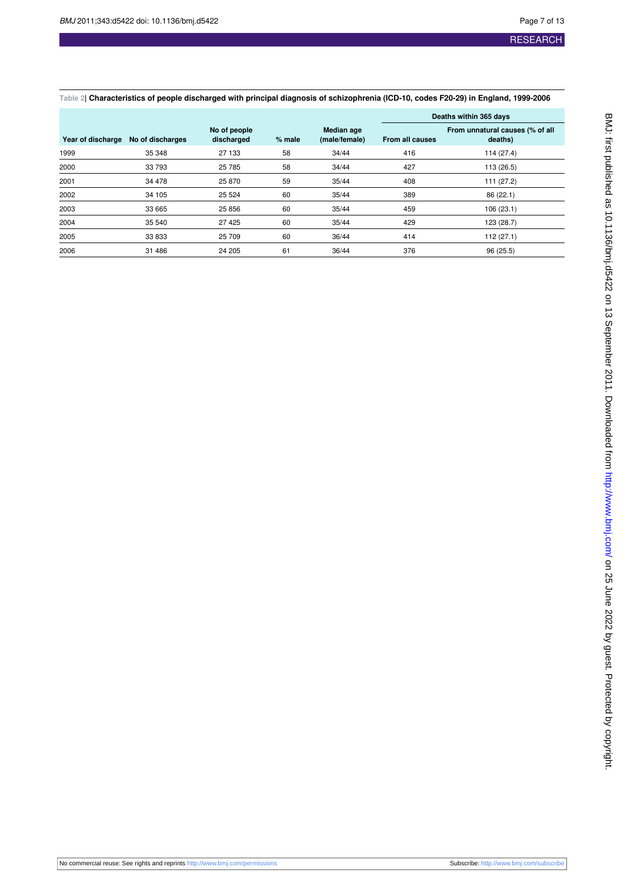**Table 2| Characteristics of people discharged with principal diagnosis of schizophrenia (ICD-10, codes F20-29) in England, 1999-2006**

| Year of discharge | No of discharges | No of people discharged | % male | Median age (male/female) | Deaths within 365 days | |
|---|---|---|---|---|---|---|
| | | | | | From all causes | From unnatural causes (% of all deaths) |
| 1999 | 35 348 | 27 133 | 58 | 34/44 | 416 | 114 (27.4) |
| 2000 | 33 793 | 25 785 | 58 | 34/44 | 427 | 113 (26.5) |
| 2001 | 34 478 | 25 870 | 59 | 35/44 | 408 | 111 (27.2) |
| 2002 | 34 105 | 25 524 | 60 | 35/44 | 389 | 86 (22.1) |
| 2003 | 33 665 | 25 856 | 60 | 35/44 | 459 | 106 (23.1) |
| 2004 | 35 540 | 27 425 | 60 | 35/44 | 429 | 123 (28.7) |
| 2005 | 33 833 | 25 709 | 60 | 36/44 | 414 | 112 (27.1) |
| 2006 | 31 486 | 24 205 | 61 | 36/44 | 376 | 96 (25.5) |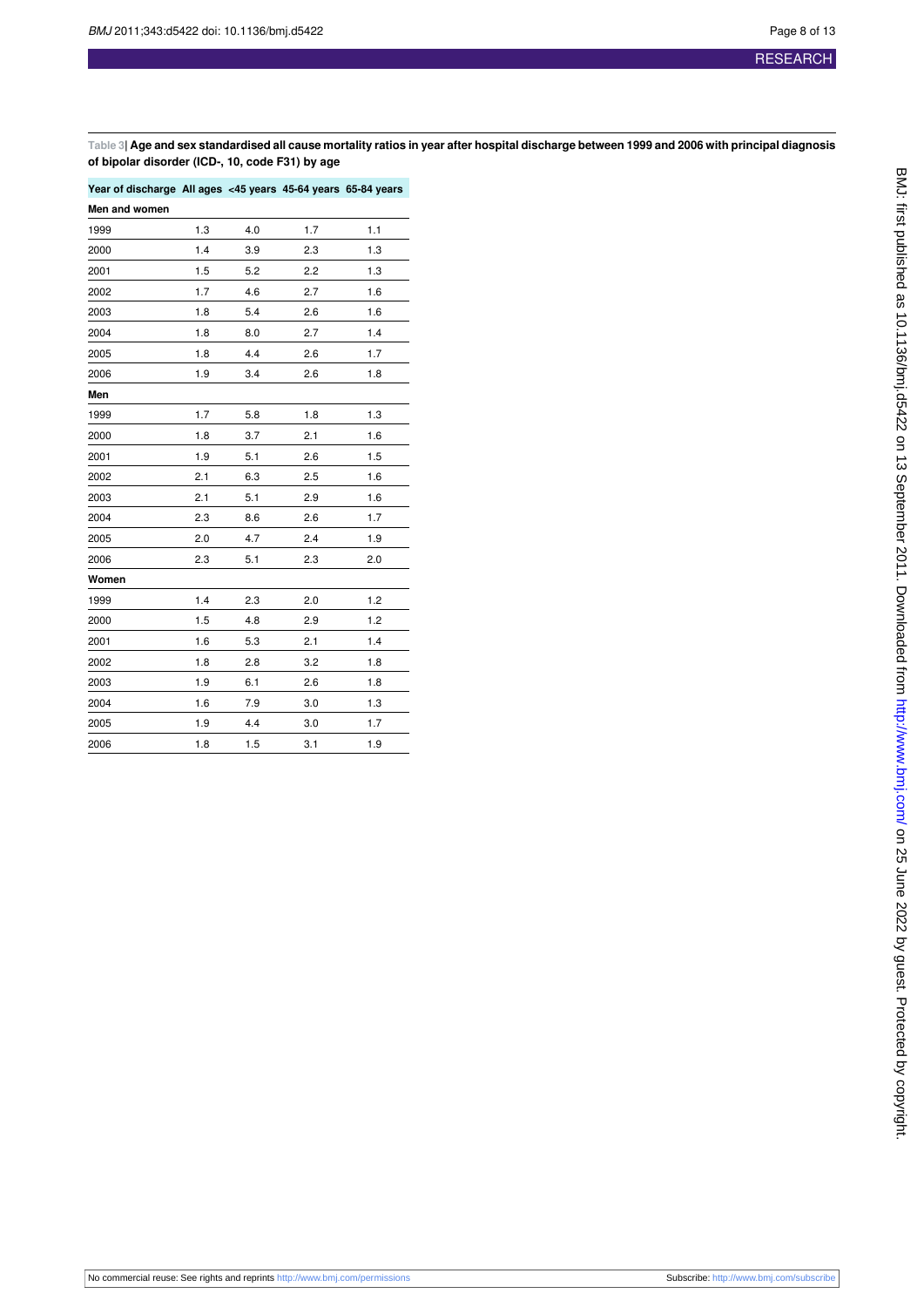**Table 3| Age and sex standardised all cause mortality ratios in year after hospital discharge between 1999 and 2006 with principal diagnosis of bipolar disorder (ICD-, 10, code F31) by age**

| Year of discharge | All ages | <45 years | 45-64 years | 65-84 years |
|---|---|---|---|---|
| **Men and women** | | | | |
| 1999 | 1.3 | 4.0 | 1.7 | 1.1 |
| 2000 | 1.4 | 3.9 | 2.3 | 1.3 |
| 2001 | 1.5 | 5.2 | 2.2 | 1.3 |
| 2002 | 1.7 | 4.6 | 2.7 | 1.6 |
| 2003 | 1.8 | 5.4 | 2.6 | 1.6 |
| 2004 | 1.8 | 8.0 | 2.7 | 1.4 |
| 2005 | 1.8 | 4.4 | 2.6 | 1.7 |
| 2006 | 1.9 | 3.4 | 2.6 | 1.8 |
| **Men** | | | | |
| 1999 | 1.7 | 5.8 | 1.8 | 1.3 |
| 2000 | 1.8 | 3.7 | 2.1 | 1.6 |
| 2001 | 1.9 | 5.1 | 2.6 | 1.5 |
| 2002 | 2.1 | 6.3 | 2.5 | 1.6 |
| 2003 | 2.1 | 5.1 | 2.9 | 1.6 |
| 2004 | 2.3 | 8.6 | 2.6 | 1.7 |
| 2005 | 2.0 | 4.7 | 2.4 | 1.9 |
| 2006 | 2.3 | 5.1 | 2.3 | 2.0 |
| **Women** | | | | |
| 1999 | 1.4 | 2.3 | 2.0 | 1.2 |
| 2000 | 1.5 | 4.8 | 2.9 | 1.2 |
| 2001 | 1.6 | 5.3 | 2.1 | 1.4 |
| 2002 | 1.8 | 2.8 | 3.2 | 1.8 |
| 2003 | 1.9 | 6.1 | 2.6 | 1.8 |
| 2004 | 1.6 | 7.9 | 3.0 | 1.3 |
| 2005 | 1.9 | 4.4 | 3.0 | 1.7 |
| 2006 | 1.8 | 1.5 | 3.1 | 1.9 |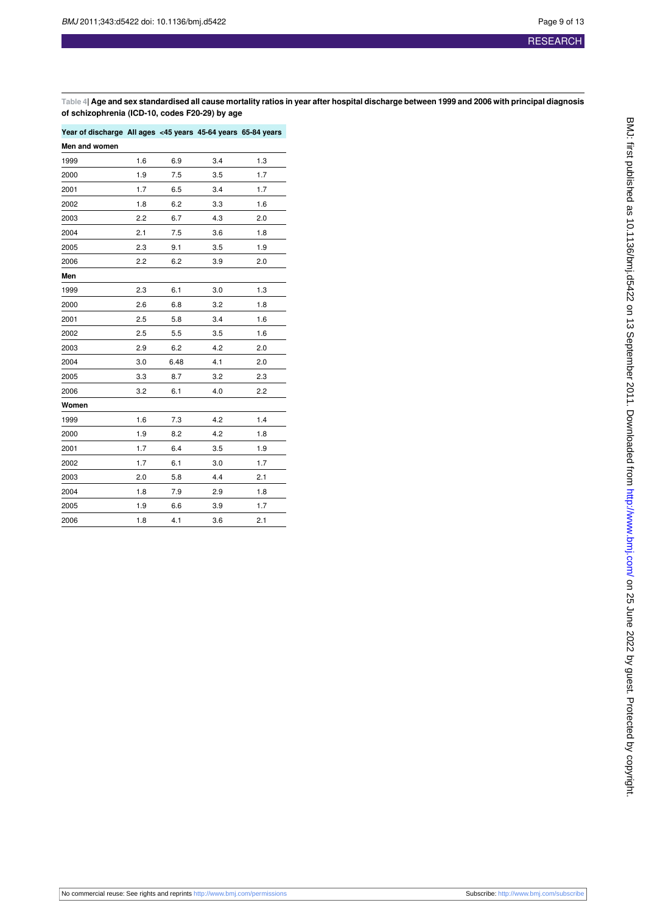**Table 4| Age and sex standardised all cause mortality ratios in year after hospital discharge between 1999 and 2006 with principal diagnosis of schizophrenia (ICD-10, codes F20-29) by age**

| Year of discharge | All ages | <45 years | 45-64 years | 65-84 years |
|---|---|---|---|---|
| **Men and women** | | | | |
| 1999 | 1.6 | 6.9 | 3.4 | 1.3 |
| 2000 | 1.9 | 7.5 | 3.5 | 1.7 |
| 2001 | 1.7 | 6.5 | 3.4 | 1.7 |
| 2002 | 1.8 | 6.2 | 3.3 | 1.6 |
| 2003 | 2.2 | 6.7 | 4.3 | 2.0 |
| 2004 | 2.1 | 7.5 | 3.6 | 1.8 |
| 2005 | 2.3 | 9.1 | 3.5 | 1.9 |
| 2006 | 2.2 | 6.2 | 3.9 | 2.0 |
| **Men** | | | | |
| 1999 | 2.3 | 6.1 | 3.0 | 1.3 |
| 2000 | 2.6 | 6.8 | 3.2 | 1.8 |
| 2001 | 2.5 | 5.8 | 3.4 | 1.6 |
| 2002 | 2.5 | 5.5 | 3.5 | 1.6 |
| 2003 | 2.9 | 6.2 | 4.2 | 2.0 |
| 2004 | 3.0 | 6.48 | 4.1 | 2.0 |
| 2005 | 3.3 | 8.7 | 3.2 | 2.3 |
| 2006 | 3.2 | 6.1 | 4.0 | 2.2 |
| **Women** | | | | |
| 1999 | 1.6 | 7.3 | 4.2 | 1.4 |
| 2000 | 1.9 | 8.2 | 4.2 | 1.8 |
| 2001 | 1.7 | 6.4 | 3.5 | 1.9 |
| 2002 | 1.7 | 6.1 | 3.0 | 1.7 |
| 2003 | 2.0 | 5.8 | 4.4 | 2.1 |
| 2004 | 1.8 | 7.9 | 2.9 | 1.8 |
| 2005 | 1.9 | 6.6 | 3.9 | 1.7 |
| 2006 | 1.8 | 4.1 | 3.6 | 2.1 |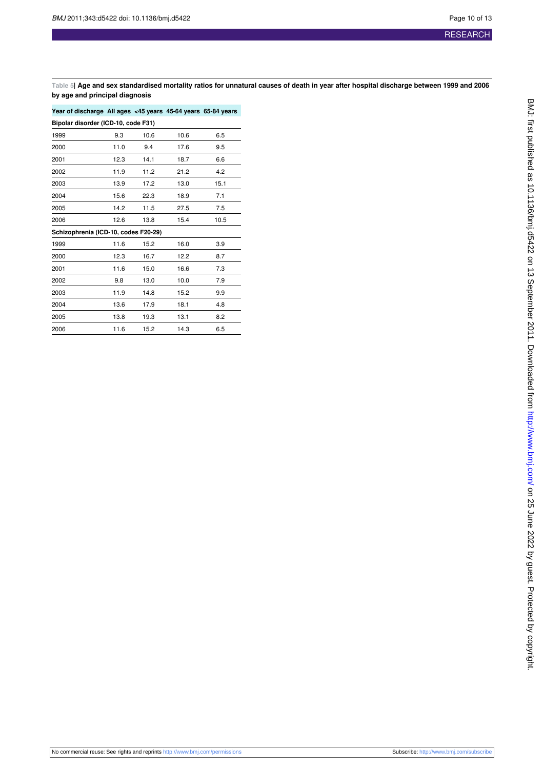**Table 5| Age and sex standardised mortality ratios for unnatural causes of death in year after hospital discharge between 1999 and 2006 by age and principal diagnosis**

| Year of discharge | All ages | <45 years | 45-64 years | 65-84 years |
|---|---|---|---|---|
| **Bipolar disorder (ICD-10, code F31)** | | | | |
| 1999 | 9.3 | 10.6 | 10.6 | 6.5 |
| 2000 | 11.0 | 9.4 | 17.6 | 9.5 |
| 2001 | 12.3 | 14.1 | 18.7 | 6.6 |
| 2002 | 11.9 | 11.2 | 21.2 | 4.2 |
| 2003 | 13.9 | 17.2 | 13.0 | 15.1 |
| 2004 | 15.6 | 22.3 | 18.9 | 7.1 |
| 2005 | 14.2 | 11.5 | 27.5 | 7.5 |
| 2006 | 12.6 | 13.8 | 15.4 | 10.5 |
| **Schizophrenia (ICD-10, codes F20-29)** | | | | |
| 1999 | 11.6 | 15.2 | 16.0 | 3.9 |
| 2000 | 12.3 | 16.7 | 12.2 | 8.7 |
| 2001 | 11.6 | 15.0 | 16.6 | 7.3 |
| 2002 | 9.8 | 13.0 | 10.0 | 7.9 |
| 2003 | 11.9 | 14.8 | 15.2 | 9.9 |
| 2004 | 13.6 | 17.9 | 18.1 | 4.8 |
| 2005 | 13.8 | 19.3 | 13.1 | 8.2 |
| 2006 | 11.6 | 15.2 | 14.3 | 6.5 |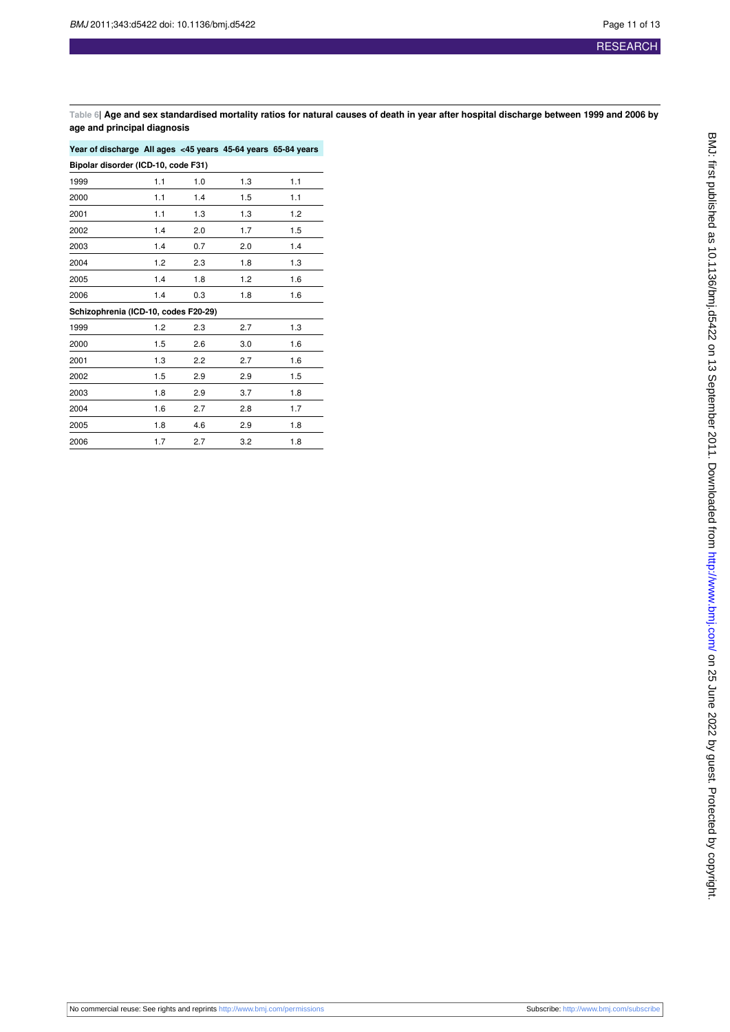**Table 6| Age and sex standardised mortality ratios for natural causes of death in year after hospital discharge between 1999 and 2006 by age and principal diagnosis**

| Year of discharge | All ages | <45 years | 45-64 years | 65-84 years |
|---|---|---|---|---|
| **Bipolar disorder (ICD-10, code F31)** | | | | |
| 1999 | 1.1 | 1.0 | 1.3 | 1.1 |
| 2000 | 1.1 | 1.4 | 1.5 | 1.1 |
| 2001 | 1.1 | 1.3 | 1.3 | 1.2 |
| 2002 | 1.4 | 2.0 | 1.7 | 1.5 |
| 2003 | 1.4 | 0.7 | 2.0 | 1.4 |
| 2004 | 1.2 | 2.3 | 1.8 | 1.3 |
| 2005 | 1.4 | 1.8 | 1.2 | 1.6 |
| 2006 | 1.4 | 0.3 | 1.8 | 1.6 |
| **Schizophrenia (ICD-10, codes F20-29)** | | | | |
| 1999 | 1.2 | 2.3 | 2.7 | 1.3 |
| 2000 | 1.5 | 2.6 | 3.0 | 1.6 |
| 2001 | 1.3 | 2.2 | 2.7 | 1.6 |
| 2002 | 1.5 | 2.9 | 2.9 | 1.5 |
| 2003 | 1.8 | 2.9 | 3.7 | 1.8 |
| 2004 | 1.6 | 2.7 | 2.8 | 1.7 |
| 2005 | 1.8 | 4.6 | 2.9 | 1.8 |
| 2006 | 1.7 | 2.7 | 3.2 | 1.8 |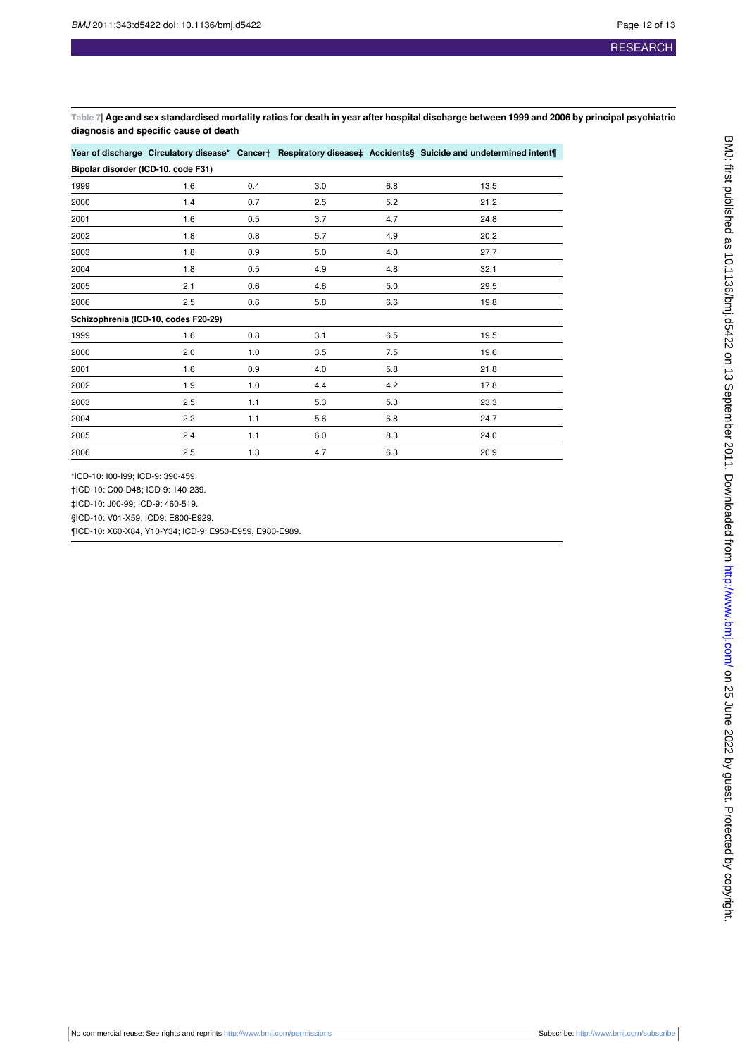**Table 7| Age and sex standardised mortality ratios for death in year after hospital discharge between 1999 and 2006 by principal psychiatric diagnosis and specific cause of death**

| Year of discharge | Circulatory disease* | Cancer† | Respiratory disease‡ | Accidents§ | Suicide and undetermined intent¶ |
|---|---|---|---|---|---|
| **Bipolar disorder (ICD-10, code F31)** | | | | | |
| 1999 | 1.6 | 0.4 | 3.0 | 6.8 | 13.5 |
| 2000 | 1.4 | 0.7 | 2.5 | 5.2 | 21.2 |
| 2001 | 1.6 | 0.5 | 3.7 | 4.7 | 24.8 |
| 2002 | 1.8 | 0.8 | 5.7 | 4.9 | 20.2 |
| 2003 | 1.8 | 0.9 | 5.0 | 4.0 | 27.7 |
| 2004 | 1.8 | 0.5 | 4.9 | 4.8 | 32.1 |
| 2005 | 2.1 | 0.6 | 4.6 | 5.0 | 29.5 |
| 2006 | 2.5 | 0.6 | 5.8 | 6.6 | 19.8 |
| **Schizophrenia (ICD-10, codes F20-29)** | | | | | |
| 1999 | 1.6 | 0.8 | 3.1 | 6.5 | 19.5 |
| 2000 | 2.0 | 1.0 | 3.5 | 7.5 | 19.6 |
| 2001 | 1.6 | 0.9 | 4.0 | 5.8 | 21.8 |
| 2002 | 1.9 | 1.0 | 4.4 | 4.2 | 17.8 |
| 2003 | 2.5 | 1.1 | 5.3 | 5.3 | 23.3 |
| 2004 | 2.2 | 1.1 | 5.6 | 6.8 | 24.7 |
| 2005 | 2.4 | 1.1 | 6.0 | 8.3 | 24.0 |
| 2006 | 2.5 | 1.3 | 4.7 | 6.3 | 20.9 |

*ICD-10: I00-I99; ICD-9: 390-459.

†ICD-10: C00-D48; ICD-9: 140-239.

‡ICD-10: J00-99; ICD-9: 460-519.

§ICD-10: V01-X59; ICD9: E800-E929.

¶ICD-10: X60-X84, Y10-Y34; ICD-9: E950-E959, E980-E989.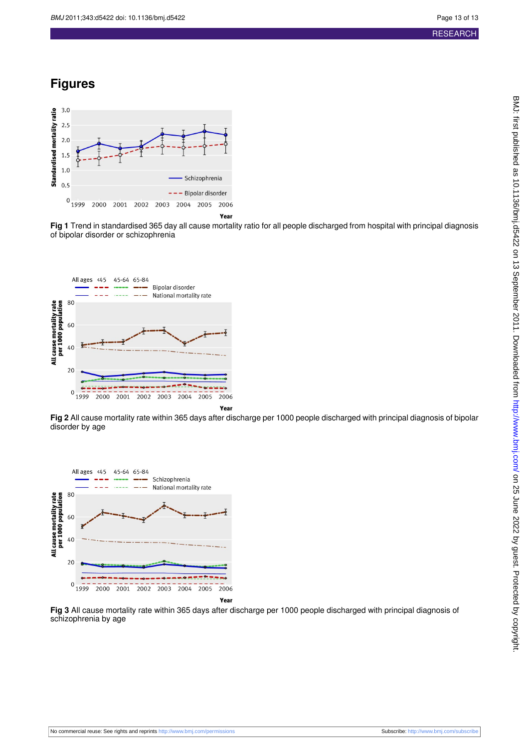# Figures

Standardised mortality ratio

3.0
2.5
2.0
1.5
1.0
0.5
0

1999 2000 2001 2002 2003 2004 2005 2006

Year

Schizophrenia
Bipolar disorder

**Fig 1** Trend in standardised 365 day all cause mortality ratio for all people discharged from hospital with principal diagnosis of bipolar disorder or schizophrenia

All ages <45 45-64 65-84

Bipolar disorder
National mortality rate

All cause mortality rate per 1000 population

80
60
40
20
0

1999 2000 2001 2002 2003 2004 2005 2006

Year

**Fig 2** All cause mortality rate within 365 days after discharge per 1000 people discharged with principal diagnosis of bipolar disorder by age

All ages <45 45-64 65-84

Schizophrenia
National mortality rate

All cause mortality rate per 1000 population

80
60
40
20
0

1999 2000 2001 2002 2003 2004 2005 2006

Year

**Fig 3** All cause mortality rate within 365 days after discharge per 1000 people discharged with principal diagnosis of schizophrenia by age